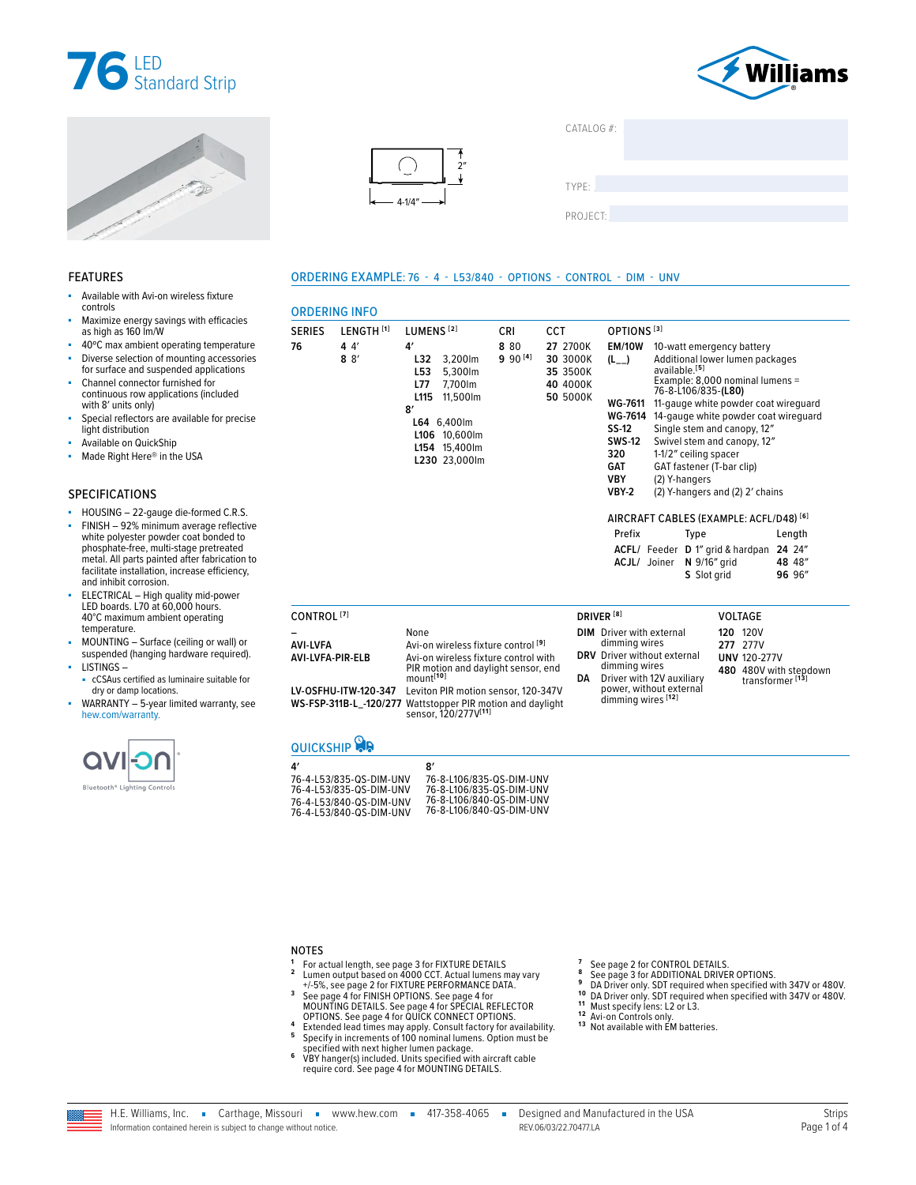# 76 LED Standard Strip

Williams

4-1/4″
2″

CATALOG #:

TYPE:

PROJECT:

## FEATURES

- Available with Avi-on wireless fixture controls
- Maximize energy savings with efficacies as high as 160 lm/W
- 40°C max ambient operating temperature
- Diverse selection of mounting accessories for surface and suspended applications
- Channel connector furnished for continuous row applications (included with 8′ units only)
- Special reflectors are available for precise light distribution
- Available on QuickShip
- Made Right Here® in the USA

## SPECIFICATIONS

- HOUSING – 22-gauge die-formed C.R.S.
- FINISH – 92% minimum average reflective white polyester powder coat bonded to phosphate-free, multi-stage pretreated metal. All parts painted after fabrication to facilitate installation, increase efficiency, and inhibit corrosion.
- ELECTRICAL – High quality mid-power LED boards. L70 at 60,000 hours. 40°C maximum ambient operating temperature.
- MOUNTING – Surface (ceiling or wall) or suspended (hanging hardware required).
- LISTINGS –
  - cCSAus certified as luminaire suitable for dry or damp locations.
- WARRANTY – 5-year limited warranty, see hew.com/warranty.

avi-on Bluetooth® Lighting Controls

## ORDERING EXAMPLE: 76 - 4 - L53/840 - OPTIONS - CONTROL - DIM - UNV

## ORDERING INFO

| SERIES | LENGTH [1] | LUMENS [2] | CRI | CCT |
|---|---|---|---|---|
| 76 | 4 4′ | 4′ | 8 80 | 27 2700K |
| | 8 8′ | L32 3,200lm | 9 90 [4] | 30 3000K |
| | | L53 5,300lm | | 35 3500K |
| | | L77 7,700lm | | 40 4000K |
| | | L115 11,500lm | | 50 5000K |
| | | 8′ | | |
| | | L64 6,400lm | | |
| | | L106 10,600lm | | |
| | | L154 15,400lm | | |
| | | L230 23,000lm | | |

**OPTIONS [3]**

| Code | Description |
|---|---|
| EM/10W | 10-watt emergency battery |
| (L__) | Additional lower lumen packages available.[5] Example: 8,000 nominal lumens = 76-8-L106/835-(L80) |
| WG-7611 | 11-gauge white powder coat wireguard |
| WG-7614 | 14-gauge white powder coat wireguard |
| SS-12 | Single stem and canopy, 12″ |
| SWS-12 | Swivel stem and canopy, 12″ |
| 320 | 1-1/2″ ceiling spacer |
| GAT | GAT fastener (T-bar clip) |
| VBY | (2) Y-hangers |
| VBY-2 | (2) Y-hangers and (2) 2′ chains |

**AIRCRAFT CABLES (EXAMPLE: ACFL/D48) [6]**

| Prefix | Type | Length |
|---|---|---|
| ACFL/ Feeder | D 1″ grid & hardpan | 24 24″ |
| ACJL/ Joiner | N 9/16″ grid | 48 48″ |
| | S Slot grid | 96 96″ |

**CONTROL [7]**

| Code | Description |
|---|---|
| – | None |
| AVI-LVFA | Avi-on wireless fixture control [9] |
| AVI-LVFA-PIR-ELB | Avi-on wireless fixture control with PIR motion and daylight sensor, end mount[10] |
| LV-OSFHU-ITW-120-347 | Leviton PIR motion sensor, 120-347V |
| WS-FSP-311B-L_-120/277 | Wattstopper PIR motion and daylight sensor, 120/277V[11] |

**DRIVER [8]**

| Code | Description |
|---|---|
| DIM | Driver with external dimming wires |
| DRV | Driver without external dimming wires |
| DA | Driver with 12V auxiliary power, without external dimming wires [12] |

**VOLTAGE**

| Code | Description |
|---|---|
| 120 | 120V |
| 277 | 277V |
| UNV | 120-277V |
| 480 | 480V with stepdown transformer [13] |

## QUICKSHIP

| 4′ | 8′ |
|---|---|
| 76-4-L53/835-QS-DIM-UNV | 76-8-L106/835-QS-DIM-UNV |
| 76-4-L53/835-QS-DIM-UNV | 76-8-L106/835-QS-DIM-UNV |
| 76-4-L53/840-QS-DIM-UNV | 76-8-L106/840-QS-DIM-UNV |
| 76-4-L53/840-QS-DIM-UNV | 76-8-L106/840-QS-DIM-UNV |

## NOTES

1. For actual length, see page 3 for FIXTURE DETAILS
2. Lumen output based on 4000 CCT. Actual lumens may vary +/-5%, see page 2 for FIXTURE PERFORMANCE DATA.
3. See page 4 for FINISH OPTIONS. See page 4 for MOUNTING DETAILS. See page 4 for SPECIAL REFLECTOR OPTIONS. See page 4 for QUICK CONNECT OPTIONS.
4. Extended lead times may apply. Consult factory for availability.
5. Specify in increments of 100 nominal lumens. Option must be specified with next higher lumen package.
6. VBY hanger(s) included. Units specified with aircraft cable require cord. See page 4 for MOUNTING DETAILS.
7. See page 2 for CONTROL DETAILS.
8. See page 3 for ADDITIONAL DRIVER OPTIONS.
9. DA Driver only. SDT required when specified with 347V or 480V.
10. DA Driver only. SDT required when specified with 347V or 480V.
11. Must specify lens: L2 or L3.
12. Avi-on Controls only.
13. Not available with EM batteries.

H.E. Williams, Inc. ▪ Carthage, Missouri ▪ www.hew.com ▪ 417-358-4065 ▪ Designed and Manufactured in the USA
Information contained herein is subject to change without notice.
REV.06/03/22.70477.LA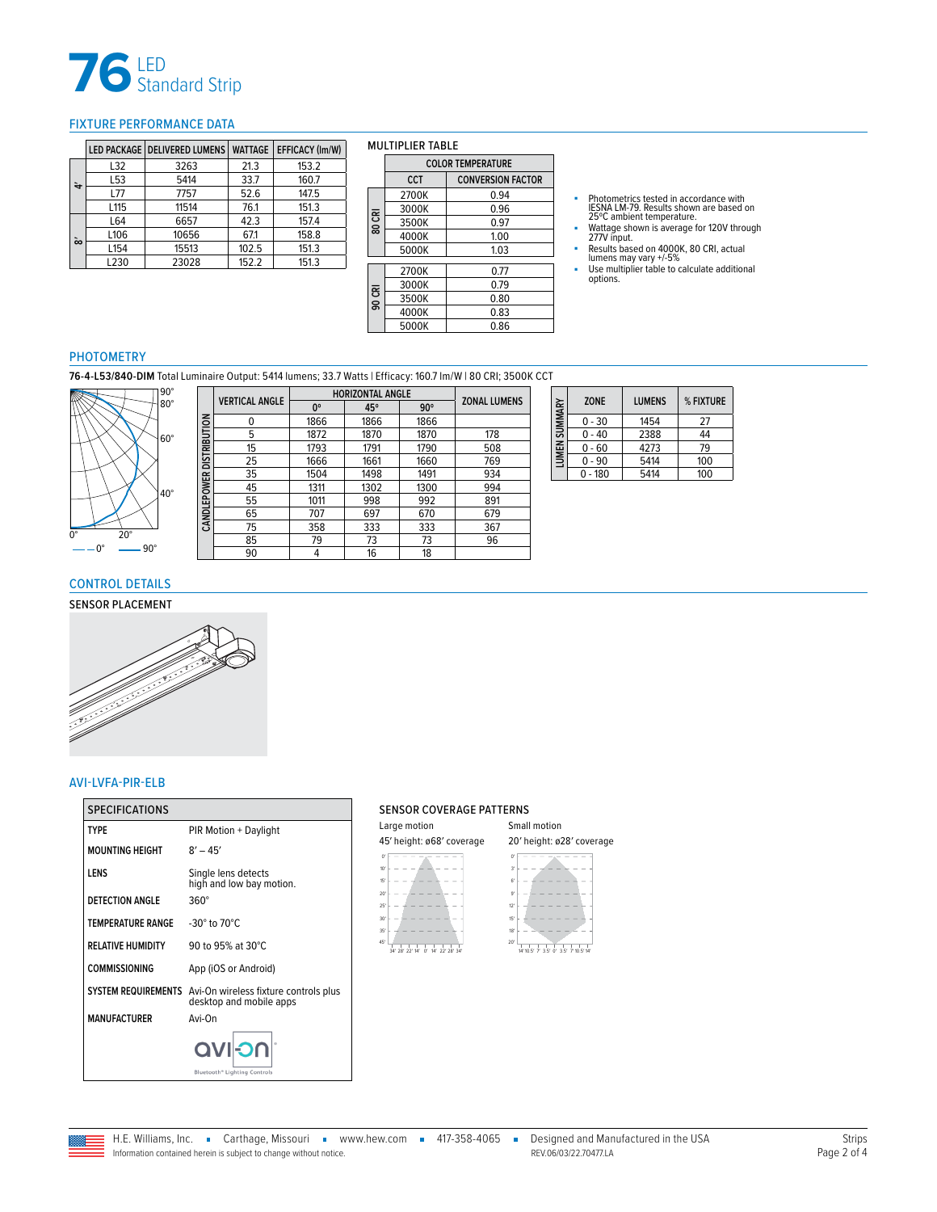# 76 LED Standard Strip

## FIXTURE PERFORMANCE DATA

| | LED PACKAGE | DELIVERED LUMENS | WATTAGE | EFFICACY (lm/W) |
|---|---|---|---|---|
| 4' | L32 | 3263 | 21.3 | 153.2 |
| | L53 | 5414 | 33.7 | 160.7 |
| | L77 | 7757 | 52.6 | 147.5 |
| | L115 | 11514 | 76.1 | 151.3 |
| 8' | L64 | 6657 | 42.3 | 157.4 |
| | L106 | 10656 | 67.1 | 158.8 |
| | L154 | 15513 | 102.5 | 151.3 |
| | L230 | 23028 | 152.2 | 151.3 |

MULTIPLIER TABLE

| | COLOR TEMPERATURE | |
|---|---|---|
| | CCT | CONVERSION FACTOR |
| 80 CRI | 2700K | 0.94 |
| | 3000K | 0.96 |
| | 3500K | 0.97 |
| | 4000K | 1.00 |
| | 5000K | 1.03 |
| 90 CRI | 2700K | 0.77 |
| | 3000K | 0.79 |
| | 3500K | 0.80 |
| | 4000K | 0.83 |
| | 5000K | 0.86 |

- Photometrics tested in accordance with IESNA LM-79. Results shown are based on 25ºC ambient temperature.
- Wattage shown is average for 120V through 277V input.
- Results based on 4000K, 80 CRI, actual lumens may vary +/-5%
- Use multiplier table to calculate additional options.

## PHOTOMETRY

**76-4-L53/840-DIM** Total Luminaire Output: 5414 lumens; 33.7 Watts | Efficacy: 160.7 lm/W | 80 CRI; 3500K CCT

CANDLEPOWER DISTRIBUTION

| VERTICAL ANGLE | HORIZONTAL ANGLE | | | ZONAL LUMENS |
|---|---|---|---|---|
| | 0° | 45° | 90° | |
| 0 | 1866 | 1866 | 1866 | |
| 5 | 1872 | 1870 | 1870 | 178 |
| 15 | 1793 | 1791 | 1790 | 508 |
| 25 | 1666 | 1661 | 1660 | 769 |
| 35 | 1504 | 1498 | 1491 | 934 |
| 45 | 1311 | 1302 | 1300 | 994 |
| 55 | 1011 | 998 | 992 | 891 |
| 65 | 707 | 697 | 670 | 679 |
| 75 | 358 | 333 | 333 | 367 |
| 85 | 79 | 73 | 73 | 96 |
| 90 | 4 | 16 | 18 | |

LUMEN SUMMARY

| ZONE | LUMENS | % FIXTURE |
|---|---|---|
| 0 - 30 | 1454 | 27 |
| 0 - 40 | 2388 | 44 |
| 0 - 60 | 4273 | 79 |
| 0 - 90 | 5414 | 100 |
| 0 - 180 | 5414 | 100 |

## CONTROL DETAILS

SENSOR PLACEMENT

## AVI-LVFA-PIR-ELB

| SPECIFICATIONS | |
|---|---|
| TYPE | PIR Motion + Daylight |
| MOUNTING HEIGHT | 8' – 45' |
| LENS | Single lens detects high and low bay motion. |
| DETECTION ANGLE | 360° |
| TEMPERATURE RANGE | -30° to 70°C |
| RELATIVE HUMIDITY | 90 to 95% at 30°C |
| COMMISSIONING | App (iOS or Android) |
| SYSTEM REQUIREMENTS | Avi-On wireless fixture controls plus desktop and mobile apps |
| MANUFACTURER | Avi-On |

SENSOR COVERAGE PATTERNS

Large motion
45' height: ø68' coverage

Small motion
20' height: ø28' coverage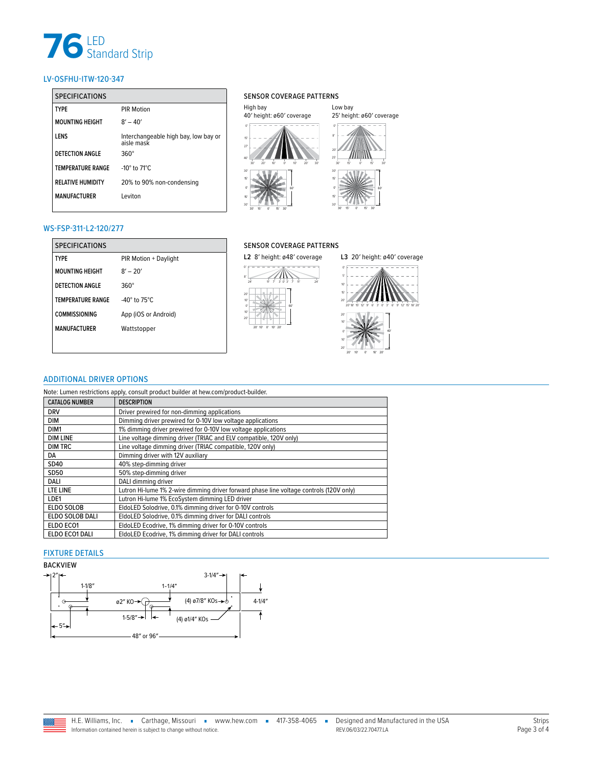# 76 LED Standard Strip

## LV-OSFHU-ITW-120-347

| SPECIFICATIONS | |
|---|---|
| TYPE | PIR Motion |
| MOUNTING HEIGHT | 8′ – 40′ |
| LENS | Interchangeable high bay, low bay or aisle mask |
| DETECTION ANGLE | 360° |
| TEMPERATURE RANGE | -10° to 71°C |
| RELATIVE HUMIDITY | 20% to 90% non-condensing |
| MANUFACTURER | Leviton |

### SENSOR COVERAGE PATTERNS

High bay
40′ height: ø60′ coverage

Low bay
25′ height: ø60′ coverage

## WS-FSP-311-L2-120/277

| SPECIFICATIONS | |
|---|---|
| TYPE | PIR Motion + Daylight |
| MOUNTING HEIGHT | 8′ – 20′ |
| DETECTION ANGLE | 360° |
| TEMPERATURE RANGE | -40° to 75°C |
| COMMISSIONING | App (iOS or Android) |
| MANUFACTURER | Wattstopper |

### SENSOR COVERAGE PATTERNS

**L2** 8′ height: ø48′ coverage

**L3** 20′ height: ø40′ coverage

## ADDITIONAL DRIVER OPTIONS

Note: Lumen restrictions apply, consult product builder at hew.com/product-builder.

| CATALOG NUMBER | DESCRIPTION |
|---|---|
| DRV | Driver prewired for non-dimming applications |
| DIM | Dimming driver prewired for 0-10V low voltage applications |
| DIM1 | 1% dimming driver prewired for 0-10V low voltage applications |
| DIM LINE | Line voltage dimming driver (TRIAC and ELV compatible, 120V only) |
| DIM TRC | Line voltage dimming driver (TRIAC compatible, 120V only) |
| DA | Dimming driver with 12V auxiliary |
| SD40 | 40% step-dimming driver |
| SD50 | 50% step-dimming driver |
| DALI | DALI dimming driver |
| LTE LINE | Lutron Hi-lume 1% 2-wire dimming driver forward phase line voltage controls (120V only) |
| LDE1 | Lutron Hi-lume 1% EcoSystem dimming LED driver |
| ELDO SOLOB | EldoLED Solodrive, 0.1% dimming driver for 0-10V controls |
| ELDO SOLOB DALI | EldoLED Solodrive, 0.1% dimming driver for DALI controls |
| ELDO ECO1 | EldoLED Ecodrive, 1% dimming driver for 0-10V controls |
| ELDO ECO1 DALI | EldoLED Ecodrive, 1% dimming driver for DALI controls |

## FIXTURE DETAILS

### BACKVIEW

2″ · 1-1/8″ · 1-1/4″ · 3-1/4″ · ø2″ KO · (4) ø7/8″ KOs · 4-1/4″ · 1-5/8″ · (4) ø1/4″ KOs · 5″ · 48″ or 96″

H.E. Williams, Inc. ▪ Carthage, Missouri ▪ www.hew.com ▪ 417-358-4065 ▪ Designed and Manufactured in the USA
Information contained herein is subject to change without notice. REV.06/03/22.70477.LA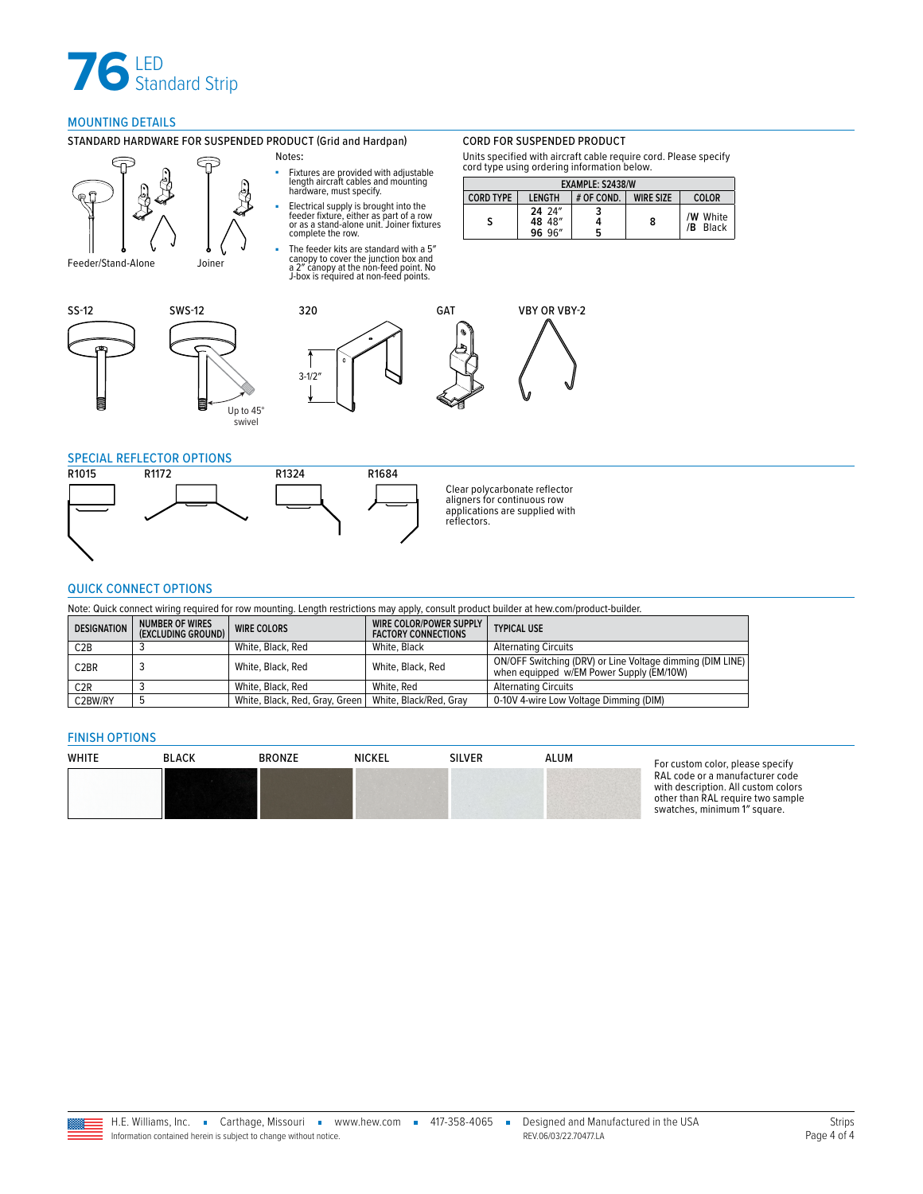# 76 LED Standard Strip

## MOUNTING DETAILS

### STANDARD HARDWARE FOR SUSPENDED PRODUCT (Grid and Hardpan)

Feeder/Stand-Alone

Joiner

Notes:

- Fixtures are provided with adjustable length aircraft cables and mounting hardware, must specify.
- Electrical supply is brought into the feeder fixture, either as part of a row or as a stand-alone unit. Joiner fixtures complete the row.
- The feeder kits are standard with a 5″ canopy to cover the junction box and a 2″ canopy at the non-feed point. No J-box is required at non-feed points.

### CORD FOR SUSPENDED PRODUCT

Units specified with aircraft cable require cord. Please specify cord type using ordering information below.

| EXAMPLE: S2438/W | | | | |
|---|---|---|---|---|
| CORD TYPE | LENGTH | # OF COND. | WIRE SIZE | COLOR |
| S | 24 24″<br>48 48″<br>96 96″ | 3<br>4<br>5 | 8 | /W White<br>/B Black |

SS-12

SWS-12

Up to 45° swivel

320

3-1/2″

GAT

VBY OR VBY-2

## SPECIAL REFLECTOR OPTIONS

R1015

R1172

R1324

R1684

Clear polycarbonate reflector aligners for continuous row applications are supplied with reflectors.

## QUICK CONNECT OPTIONS

Note: Quick connect wiring required for row mounting. Length restrictions may apply, consult product builder at hew.com/product-builder.

| DESIGNATION | NUMBER OF WIRES (EXCLUDING GROUND) | WIRE COLORS | WIRE COLOR/POWER SUPPLY FACTORY CONNECTIONS | TYPICAL USE |
|---|---|---|---|---|
| C2B | 3 | White, Black, Red | White, Black | Alternating Circuits |
| C2BR | 3 | White, Black, Red | White, Black, Red | ON/OFF Switching (DRV) or Line Voltage dimming (DIM LINE) when equipped w/EM Power Supply (EM/10W) |
| C2R | 3 | White, Black, Red | White, Red | Alternating Circuits |
| C2BW/RY | 5 | White, Black, Red, Gray, Green | White, Black/Red, Gray | 0-10V 4-wire Low Voltage Dimming (DIM) |

## FINISH OPTIONS

WHITE

BLACK

BRONZE

NICKEL

SILVER

ALUM

For custom color, please specify RAL code or a manufacturer code with description. All custom colors other than RAL require two sample swatches, minimum 1″ square.

H.E. Williams, Inc. ▪ Carthage, Missouri ▪ www.hew.com ▪ 417-358-4065 ▪ Designed and Manufactured in the USA

Information contained herein is subject to change without notice.

REV.06/03/22.70477.LA

Strips